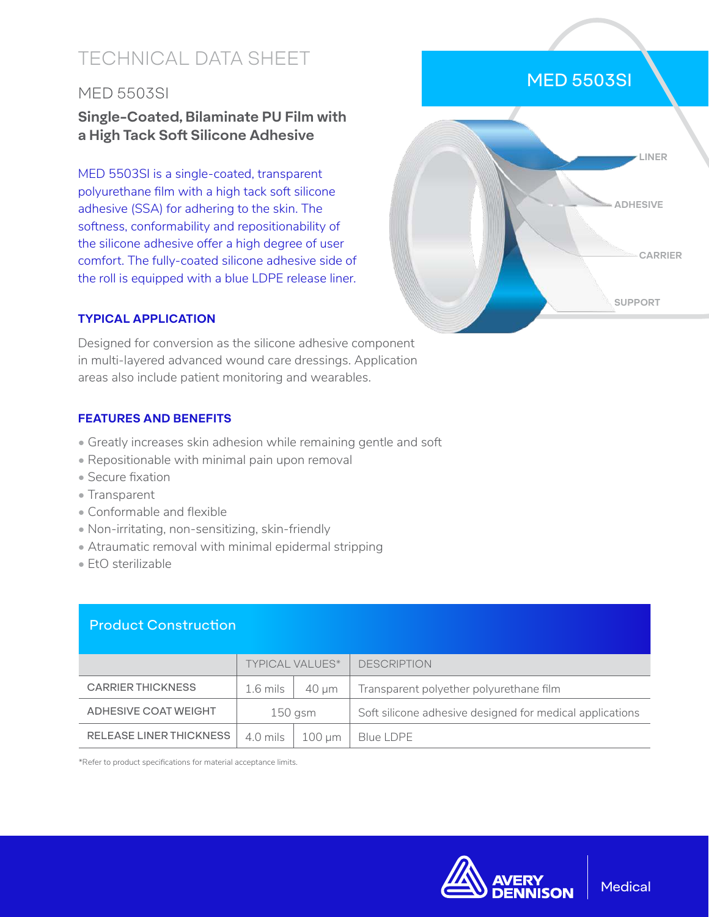# TECHNICAL DATA SHEET

## MED 5503SI

### Single-Coated, Bilaminate PU Film with a High Tack Soft Silicone Adhesive

MED 5503SI is a single-coated, transparent polyurethane film with a high tack soft silicone adhesive (SSA) for adhering to the skin. The softness, conformability and repositionability of the silicone adhesive offer a high degree of user comfort. The fully-coated silicone adhesive side of the roll is equipped with a blue LDPE release liner.

MED 5503SI

LINER

ADHESIVE

CARRIER

SUPPORT

### TYPICAL APPLICATION

Designed for conversion as the silicone adhesive component in multi-layered advanced wound care dressings. Application areas also include patient monitoring and wearables.

### FEATURES AND BENEFITS

- Greatly increases skin adhesion while remaining gentle and soft
- Repositionable with minimal pain upon removal
- Secure fixation
- Transparent
- Conformable and flexible
- Non-irritating, non-sensitizing, skin-friendly
- Atraumatic removal with minimal epidermal stripping
- EtO sterilizable

### Product Construction

| | TYPICAL VALUES* | | DESCRIPTION |
|---|---|---|---|
| CARRIER THICKNESS | 1.6 mils | 40 µm | Transparent polyether polyurethane film |
| ADHESIVE COAT WEIGHT | 150 gsm | | Soft silicone adhesive designed for medical applications |
| RELEASE LINER THICKNESS | 4.0 mils | 100 µm | Blue LDPE |

*Refer to product specifications for material acceptance limits.

AVERY DENNISON | Medical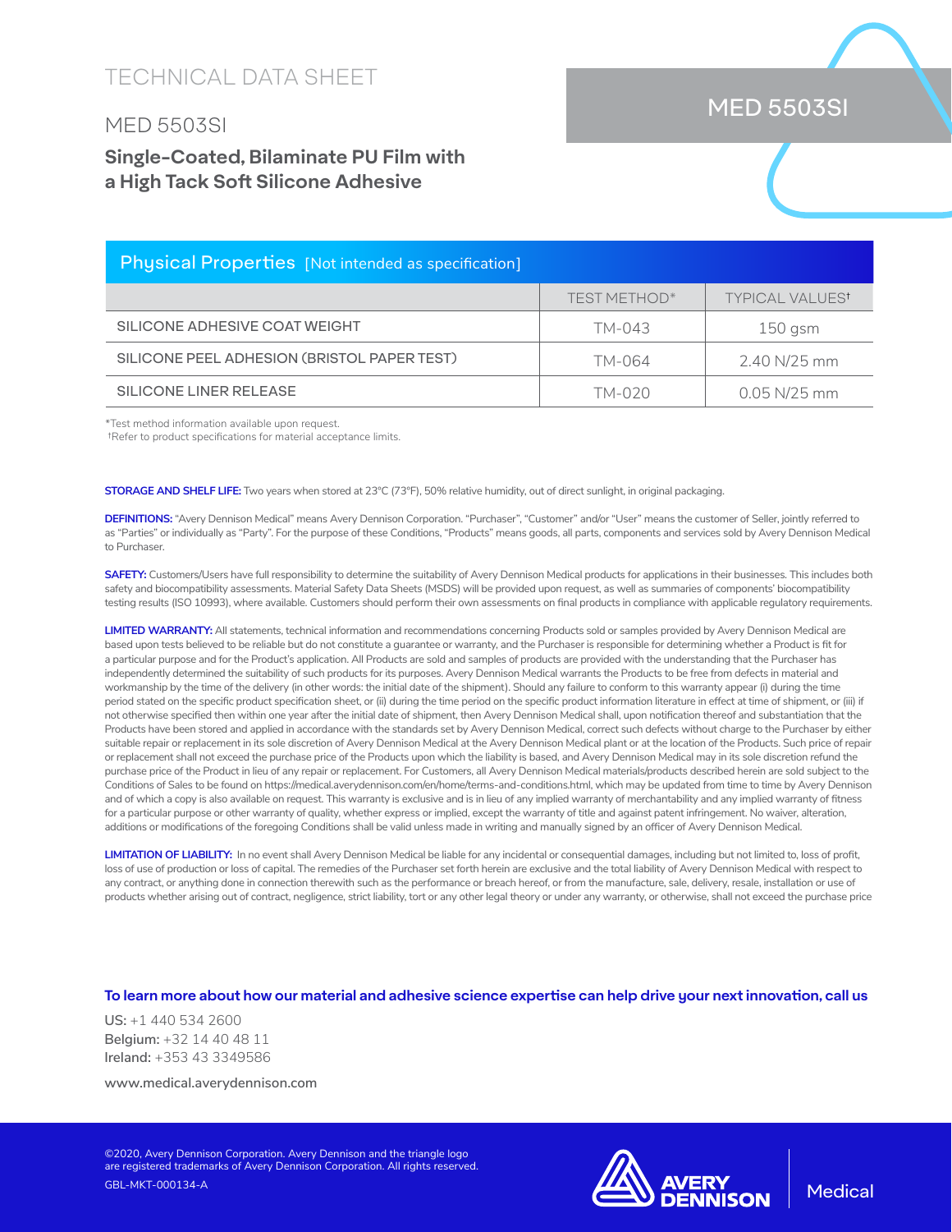# TECHNICAL DATA SHEET

## MED 5503SI

### Single-Coated, Bilaminate PU Film with a High Tack Soft Silicone Adhesive

MED 5503SI

## Physical Properties [Not intended as specification]

| | TEST METHOD* | TYPICAL VALUES† |
|---|---|---|
| SILICONE ADHESIVE COAT WEIGHT | TM-043 | 150 gsm |
| SILICONE PEEL ADHESION (BRISTOL PAPER TEST) | TM-064 | 2.40 N/25 mm |
| SILICONE LINER RELEASE | TM-020 | 0.05 N/25 mm |

*Test method information available upon request.
†Refer to product specifications for material acceptance limits.

**STORAGE AND SHELF LIFE:** Two years when stored at 23°C (73°F), 50% relative humidity, out of direct sunlight, in original packaging.

**DEFINITIONS:** "Avery Dennison Medical" means Avery Dennison Corporation. "Purchaser", "Customer" and/or "User" means the customer of Seller, jointly referred to as "Parties" or individually as "Party". For the purpose of these Conditions, "Products" means goods, all parts, components and services sold by Avery Dennison Medical to Purchaser.

**SAFETY:** Customers/Users have full responsibility to determine the suitability of Avery Dennison Medical products for applications in their businesses. This includes both safety and biocompatibility assessments. Material Safety Data Sheets (MSDS) will be provided upon request, as well as summaries of components' biocompatibility testing results (ISO 10993), where available. Customers should perform their own assessments on final products in compliance with applicable regulatory requirements.

**LIMITED WARRANTY:** All statements, technical information and recommendations concerning Products sold or samples provided by Avery Dennison Medical are based upon tests believed to be reliable but do not constitute a guarantee or warranty, and the Purchaser is responsible for determining whether a Product is fit for a particular purpose and for the Product's application. All Products are sold and samples of products are provided with the understanding that the Purchaser has independently determined the suitability of such products for its purposes. Avery Dennison Medical warrants the Products to be free from defects in material and workmanship by the time of the delivery (in other words: the initial date of the shipment). Should any failure to conform to this warranty appear (i) during the time period stated on the specific product specification sheet, or (ii) during the time period on the specific product information literature in effect at time of shipment, or (iii) if not otherwise specified then within one year after the initial date of shipment, then Avery Dennison Medical shall, upon notification thereof and substantiation that the Products have been stored and applied in accordance with the standards set by Avery Dennison Medical, correct such defects without charge to the Purchaser by either suitable repair or replacement in its sole discretion of Avery Dennison Medical at the Avery Dennison Medical plant or at the location of the Products. Such price of repair or replacement shall not exceed the purchase price of the Products upon which the liability is based, and Avery Dennison Medical may in its sole discretion refund the purchase price of the Product in lieu of any repair or replacement. For Customers, all Avery Dennison Medical materials/products described herein are sold subject to the Conditions of Sales to be found on https://medical.averydennison.com/en/home/terms-and-conditions.html, which may be updated from time to time by Avery Dennison and of which a copy is also available on request. This warranty is exclusive and is in lieu of any implied warranty of merchantability and any implied warranty of fitness for a particular purpose or other warranty of quality, whether express or implied, except the warranty of title and against patent infringement. No waiver, alteration, additions or modifications of the foregoing Conditions shall be valid unless made in writing and manually signed by an officer of Avery Dennison Medical.

**LIMITATION OF LIABILITY:** In no event shall Avery Dennison Medical be liable for any incidental or consequential damages, including but not limited to, loss of profit, loss of use of production or loss of capital. The remedies of the Purchaser set forth herein are exclusive and the total liability of Avery Dennison Medical with respect to any contract, or anything done in connection therewith such as the performance or breach hereof, or from the manufacture, sale, delivery, resale, installation or use of products whether arising out of contract, negligence, strict liability, tort or any other legal theory or under any warranty, or otherwise, shall not exceed the purchase price

**To learn more about how our material and adhesive science expertise can help drive your next innovation, call us**

**US:** +1 440 534 2600
**Belgium:** +32 14 40 48 11
**Ireland:** +353 43 3349586

www.medical.averydennison.com

©2020, Avery Dennison Corporation. Avery Dennison and the triangle logo are registered trademarks of Avery Dennison Corporation. All rights reserved.

GBL-MKT-000134-A

AVERY DENNISON Medical